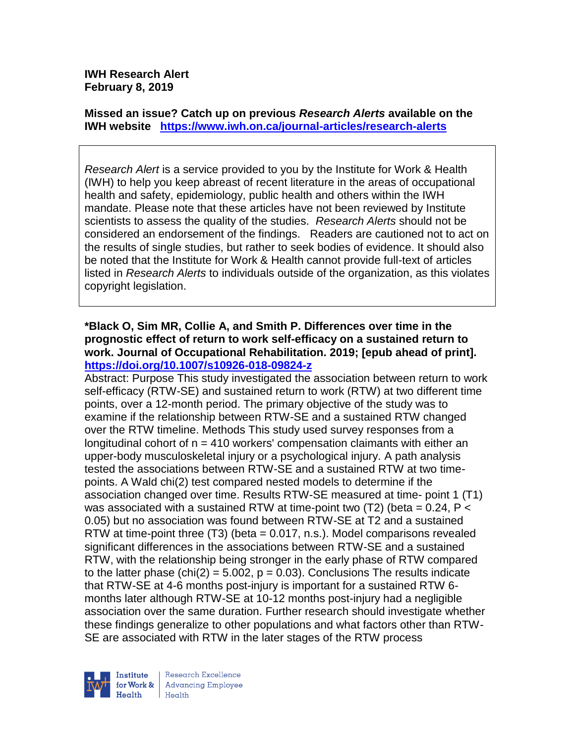**IWH Research Alert**
**February 8, 2019**

**Missed an issue? Catch up on previous *Research Alerts* available on the IWH website** https://www.iwh.on.ca/journal-articles/research-alerts

*Research Alert* is a service provided to you by the Institute for Work & Health (IWH) to help you keep abreast of recent literature in the areas of occupational health and safety, epidemiology, public health and others within the IWH mandate. Please note that these articles have not been reviewed by Institute scientists to assess the quality of the studies. *Research Alerts* should not be considered an endorsement of the findings. Readers are cautioned not to act on the results of single studies, but rather to seek bodies of evidence. It should also be noted that the Institute for Work & Health cannot provide full-text of articles listed in *Research Alerts* to individuals outside of the organization, as this violates copyright legislation.

**\*Black O, Sim MR, Collie A, and Smith P. Differences over time in the prognostic effect of return to work self-efficacy on a sustained return to work. Journal of Occupational Rehabilitation. 2019; [epub ahead of print].** https://doi.org/10.1007/s10926-018-09824-z

Abstract: Purpose This study investigated the association between return to work self-efficacy (RTW-SE) and sustained return to work (RTW) at two different time points, over a 12-month period. The primary objective of the study was to examine if the relationship between RTW-SE and a sustained RTW changed over the RTW timeline. Methods This study used survey responses from a longitudinal cohort of $n = 410$ workers' compensation claimants with either an upper-body musculoskeletal injury or a psychological injury. A path analysis tested the associations between RTW-SE and a sustained RTW at two time-points. A Wald chi(2) test compared nested models to determine if the association changed over time. Results RTW-SE measured at time- point 1 (T1) was associated with a sustained RTW at time-point two (T2) (beta = 0.24, $P < 0.05$) but no association was found between RTW-SE at T2 and a sustained RTW at time-point three (T3) (beta = 0.017, n.s.). Model comparisons revealed significant differences in the associations between RTW-SE and a sustained RTW, with the relationship being stronger in the early phase of RTW compared to the latter phase (chi(2) = 5.002, $p = 0.03$). Conclusions The results indicate that RTW-SE at 4-6 months post-injury is important for a sustained RTW 6-months later although RTW-SE at 10-12 months post-injury had a negligible association over the same duration. Further research should investigate whether these findings generalize to other populations and what factors other than RTW-SE are associated with RTW in the later stages of the RTW process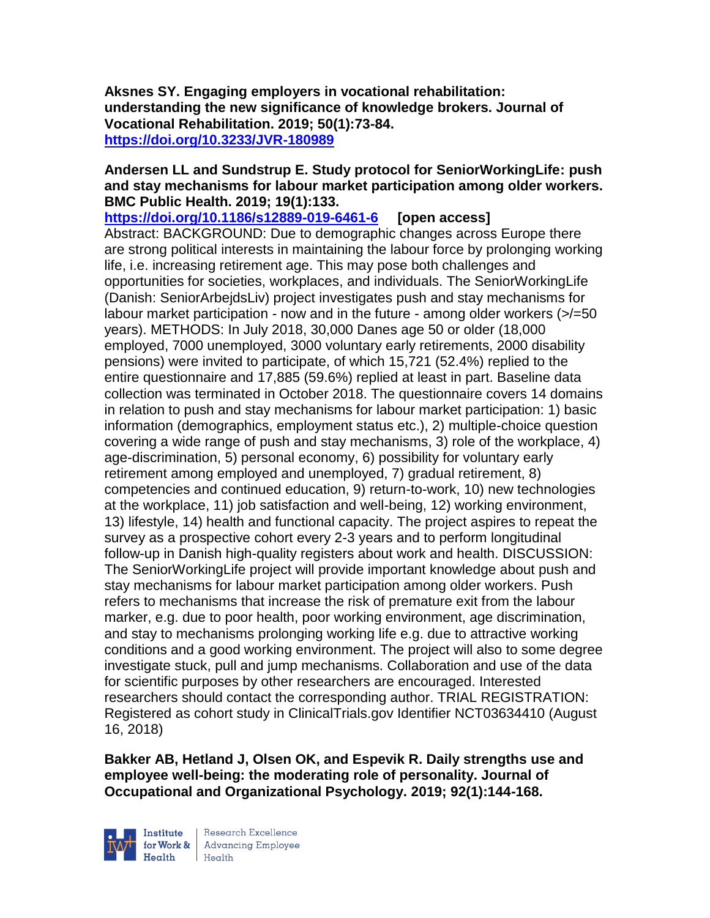**Aksnes SY. Engaging employers in vocational rehabilitation: understanding the new significance of knowledge brokers. Journal of Vocational Rehabilitation. 2019; 50(1):73-84.**
**https://doi.org/10.3233/JVR-180989**

**Andersen LL and Sundstrup E. Study protocol for SeniorWorkingLife: push and stay mechanisms for labour market participation among older workers. BMC Public Health. 2019; 19(1):133.**
**https://doi.org/10.1186/s12889-019-6461-6 [open access]**
Abstract: BACKGROUND: Due to demographic changes across Europe there are strong political interests in maintaining the labour force by prolonging working life, i.e. increasing retirement age. This may pose both challenges and opportunities for societies, workplaces, and individuals. The SeniorWorkingLife (Danish: SeniorArbejdsLiv) project investigates push and stay mechanisms for labour market participation - now and in the future - among older workers (>/=50 years). METHODS: In July 2018, 30,000 Danes age 50 or older (18,000 employed, 7000 unemployed, 3000 voluntary early retirements, 2000 disability pensions) were invited to participate, of which 15,721 (52.4%) replied to the entire questionnaire and 17,885 (59.6%) replied at least in part. Baseline data collection was terminated in October 2018. The questionnaire covers 14 domains in relation to push and stay mechanisms for labour market participation: 1) basic information (demographics, employment status etc.), 2) multiple-choice question covering a wide range of push and stay mechanisms, 3) role of the workplace, 4) age-discrimination, 5) personal economy, 6) possibility for voluntary early retirement among employed and unemployed, 7) gradual retirement, 8) competencies and continued education, 9) return-to-work, 10) new technologies at the workplace, 11) job satisfaction and well-being, 12) working environment, 13) lifestyle, 14) health and functional capacity. The project aspires to repeat the survey as a prospective cohort every 2-3 years and to perform longitudinal follow-up in Danish high-quality registers about work and health. DISCUSSION: The SeniorWorkingLife project will provide important knowledge about push and stay mechanisms for labour market participation among older workers. Push refers to mechanisms that increase the risk of premature exit from the labour marker, e.g. due to poor health, poor working environment, age discrimination, and stay to mechanisms prolonging working life e.g. due to attractive working conditions and a good working environment. The project will also to some degree investigate stuck, pull and jump mechanisms. Collaboration and use of the data for scientific purposes by other researchers are encouraged. Interested researchers should contact the corresponding author. TRIAL REGISTRATION: Registered as cohort study in ClinicalTrials.gov Identifier NCT03634410 (August 16, 2018)

**Bakker AB, Hetland J, Olsen OK, and Espevik R. Daily strengths use and employee well-being: the moderating role of personality. Journal of Occupational and Organizational Psychology. 2019; 92(1):144-168.**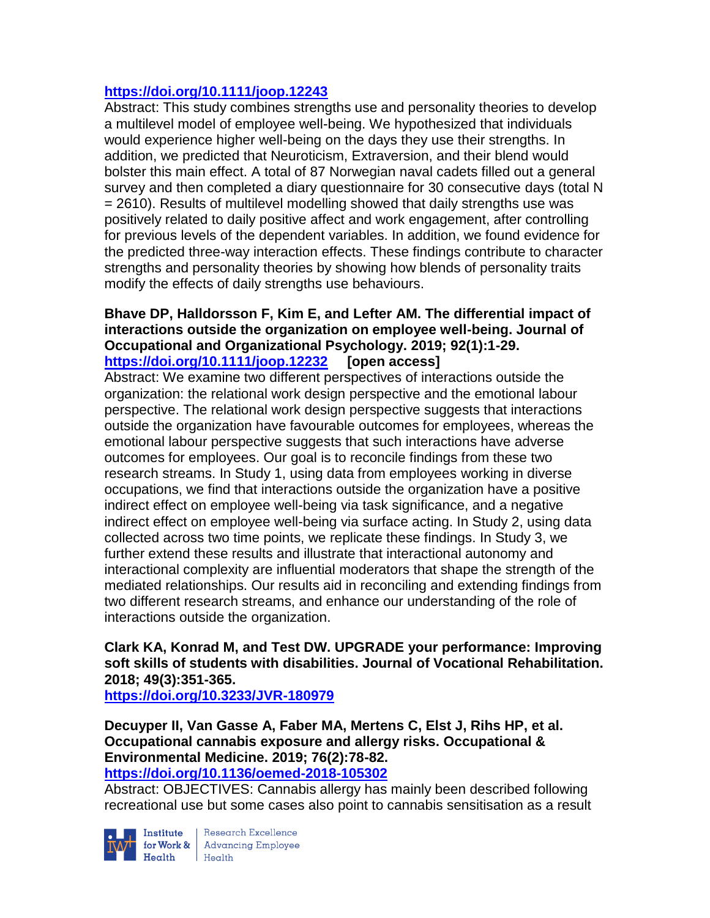**https://doi.org/10.1111/joop.12243**

Abstract: This study combines strengths use and personality theories to develop a multilevel model of employee well-being. We hypothesized that individuals would experience higher well-being on the days they use their strengths. In addition, we predicted that Neuroticism, Extraversion, and their blend would bolster this main effect. A total of 87 Norwegian naval cadets filled out a general survey and then completed a diary questionnaire for 30 consecutive days (total N = 2610). Results of multilevel modelling showed that daily strengths use was positively related to daily positive affect and work engagement, after controlling for previous levels of the dependent variables. In addition, we found evidence for the predicted three-way interaction effects. These findings contribute to character strengths and personality theories by showing how blends of personality traits modify the effects of daily strengths use behaviours.

**Bhave DP, Halldorsson F, Kim E, and Lefter AM. The differential impact of interactions outside the organization on employee well-being. Journal of Occupational and Organizational Psychology. 2019; 92(1):1-29.**
**https://doi.org/10.1111/joop.12232 [open access]**

Abstract: We examine two different perspectives of interactions outside the organization: the relational work design perspective and the emotional labour perspective. The relational work design perspective suggests that interactions outside the organization have favourable outcomes for employees, whereas the emotional labour perspective suggests that such interactions have adverse outcomes for employees. Our goal is to reconcile findings from these two research streams. In Study 1, using data from employees working in diverse occupations, we find that interactions outside the organization have a positive indirect effect on employee well-being via task significance, and a negative indirect effect on employee well-being via surface acting. In Study 2, using data collected across two time points, we replicate these findings. In Study 3, we further extend these results and illustrate that interactional autonomy and interactional complexity are influential moderators that shape the strength of the mediated relationships. Our results aid in reconciling and extending findings from two different research streams, and enhance our understanding of the role of interactions outside the organization.

**Clark KA, Konrad M, and Test DW. UPGRADE your performance: Improving soft skills of students with disabilities. Journal of Vocational Rehabilitation. 2018; 49(3):351-365.**
**https://doi.org/10.3233/JVR-180979**

**Decuyper II, Van Gasse A, Faber MA, Mertens C, Elst J, Rihs HP, et al. Occupational cannabis exposure and allergy risks. Occupational & Environmental Medicine. 2019; 76(2):78-82.**
**https://doi.org/10.1136/oemed-2018-105302**

Abstract: OBJECTIVES: Cannabis allergy has mainly been described following recreational use but some cases also point to cannabis sensitisation as a result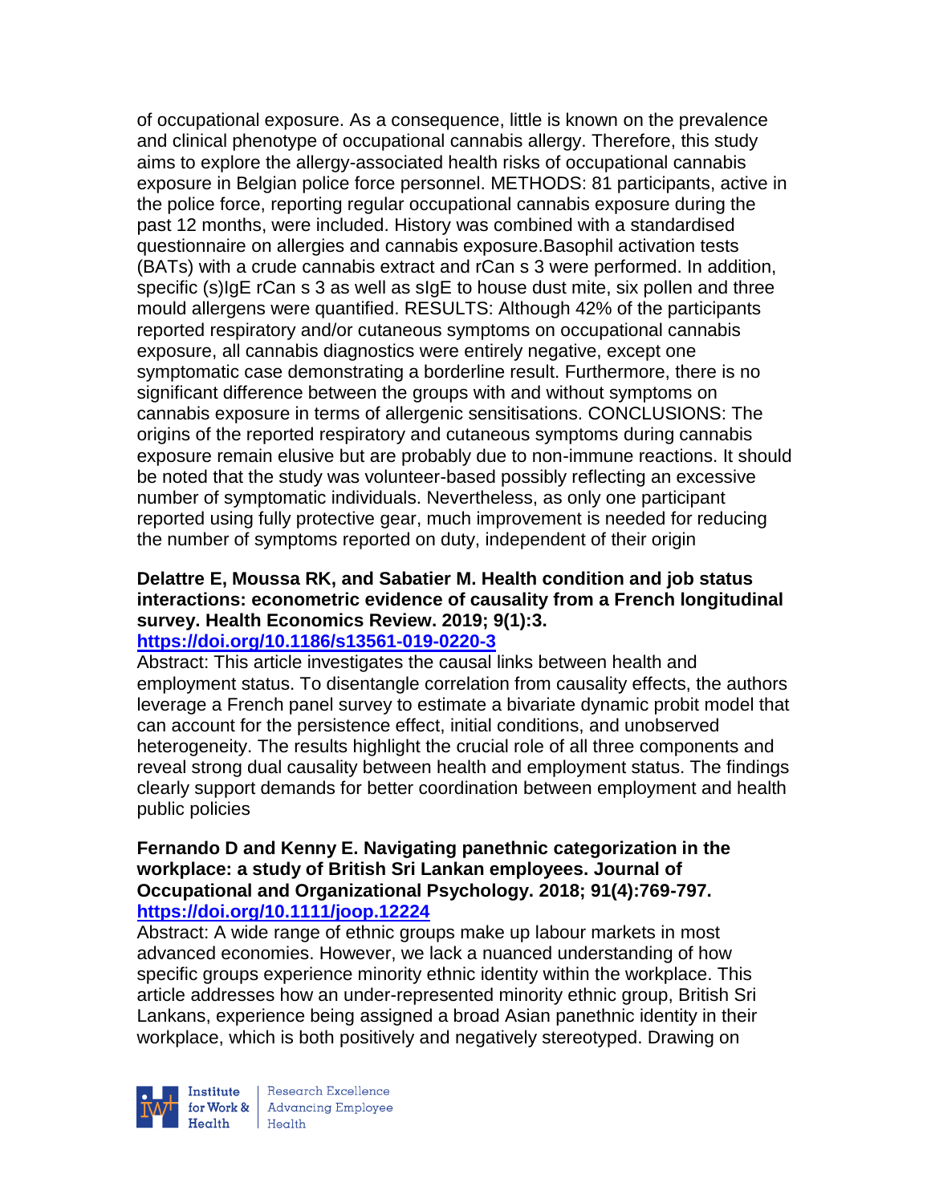of occupational exposure. As a consequence, little is known on the prevalence and clinical phenotype of occupational cannabis allergy. Therefore, this study aims to explore the allergy-associated health risks of occupational cannabis exposure in Belgian police force personnel. METHODS: 81 participants, active in the police force, reporting regular occupational cannabis exposure during the past 12 months, were included. History was combined with a standardised questionnaire on allergies and cannabis exposure.Basophil activation tests (BATs) with a crude cannabis extract and rCan s 3 were performed. In addition, specific (s)IgE rCan s 3 as well as sIgE to house dust mite, six pollen and three mould allergens were quantified. RESULTS: Although 42% of the participants reported respiratory and/or cutaneous symptoms on occupational cannabis exposure, all cannabis diagnostics were entirely negative, except one symptomatic case demonstrating a borderline result. Furthermore, there is no significant difference between the groups with and without symptoms on cannabis exposure in terms of allergenic sensitisations. CONCLUSIONS: The origins of the reported respiratory and cutaneous symptoms during cannabis exposure remain elusive but are probably due to non-immune reactions. It should be noted that the study was volunteer-based possibly reflecting an excessive number of symptomatic individuals. Nevertheless, as only one participant reported using fully protective gear, much improvement is needed for reducing the number of symptoms reported on duty, independent of their origin

**Delattre E, Moussa RK, and Sabatier M. Health condition and job status interactions: econometric evidence of causality from a French longitudinal survey. Health Economics Review. 2019; 9(1):3.**
**https://doi.org/10.1186/s13561-019-0220-3**

Abstract: This article investigates the causal links between health and employment status. To disentangle correlation from causality effects, the authors leverage a French panel survey to estimate a bivariate dynamic probit model that can account for the persistence effect, initial conditions, and unobserved heterogeneity. The results highlight the crucial role of all three components and reveal strong dual causality between health and employment status. The findings clearly support demands for better coordination between employment and health public policies

**Fernando D and Kenny E. Navigating panethnic categorization in the workplace: a study of British Sri Lankan employees. Journal of Occupational and Organizational Psychology. 2018; 91(4):769-797.**
**https://doi.org/10.1111/joop.12224**

Abstract: A wide range of ethnic groups make up labour markets in most advanced economies. However, we lack a nuanced understanding of how specific groups experience minority ethnic identity within the workplace. This article addresses how an under-represented minority ethnic group, British Sri Lankans, experience being assigned a broad Asian panethnic identity in their workplace, which is both positively and negatively stereotyped. Drawing on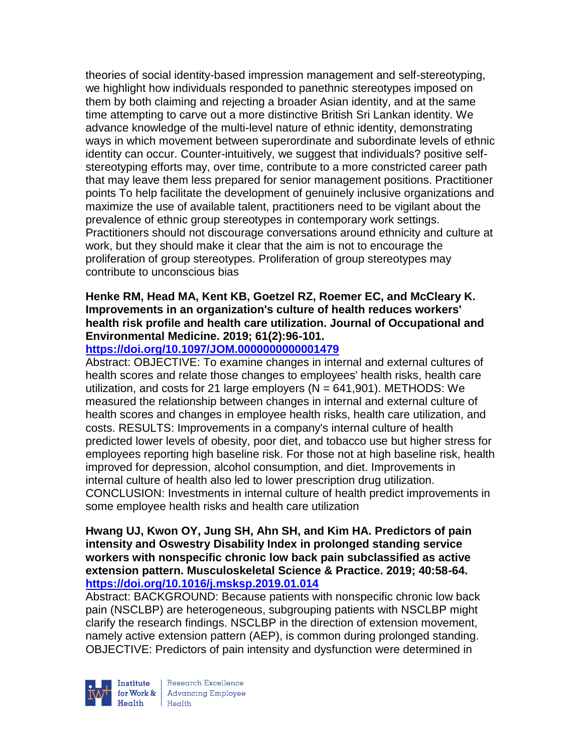theories of social identity-based impression management and self-stereotyping, we highlight how individuals responded to panethnic stereotypes imposed on them by both claiming and rejecting a broader Asian identity, and at the same time attempting to carve out a more distinctive British Sri Lankan identity. We advance knowledge of the multi-level nature of ethnic identity, demonstrating ways in which movement between superordinate and subordinate levels of ethnic identity can occur. Counter-intuitively, we suggest that individuals? positive self-stereotyping efforts may, over time, contribute to a more constricted career path that may leave them less prepared for senior management positions. Practitioner points To help facilitate the development of genuinely inclusive organizations and maximize the use of available talent, practitioners need to be vigilant about the prevalence of ethnic group stereotypes in contemporary work settings. Practitioners should not discourage conversations around ethnicity and culture at work, but they should make it clear that the aim is not to encourage the proliferation of group stereotypes. Proliferation of group stereotypes may contribute to unconscious bias

**Henke RM, Head MA, Kent KB, Goetzel RZ, Roemer EC, and McCleary K. Improvements in an organization's culture of health reduces workers' health risk profile and health care utilization. Journal of Occupational and Environmental Medicine. 2019; 61(2):96-101.**
**https://doi.org/10.1097/JOM.0000000000001479**
Abstract: OBJECTIVE: To examine changes in internal and external cultures of health scores and relate those changes to employees' health risks, health care utilization, and costs for 21 large employers (N = 641,901). METHODS: We measured the relationship between changes in internal and external culture of health scores and changes in employee health risks, health care utilization, and costs. RESULTS: Improvements in a company's internal culture of health predicted lower levels of obesity, poor diet, and tobacco use but higher stress for employees reporting high baseline risk. For those not at high baseline risk, health improved for depression, alcohol consumption, and diet. Improvements in internal culture of health also led to lower prescription drug utilization. CONCLUSION: Investments in internal culture of health predict improvements in some employee health risks and health care utilization

**Hwang UJ, Kwon OY, Jung SH, Ahn SH, and Kim HA. Predictors of pain intensity and Oswestry Disability Index in prolonged standing service workers with nonspecific chronic low back pain subclassified as active extension pattern. Musculoskeletal Science & Practice. 2019; 40:58-64.**
**https://doi.org/10.1016/j.msksp.2019.01.014**
Abstract: BACKGROUND: Because patients with nonspecific chronic low back pain (NSCLBP) are heterogeneous, subgrouping patients with NSCLBP might clarify the research findings. NSCLBP in the direction of extension movement, namely active extension pattern (AEP), is common during prolonged standing. OBJECTIVE: Predictors of pain intensity and dysfunction were determined in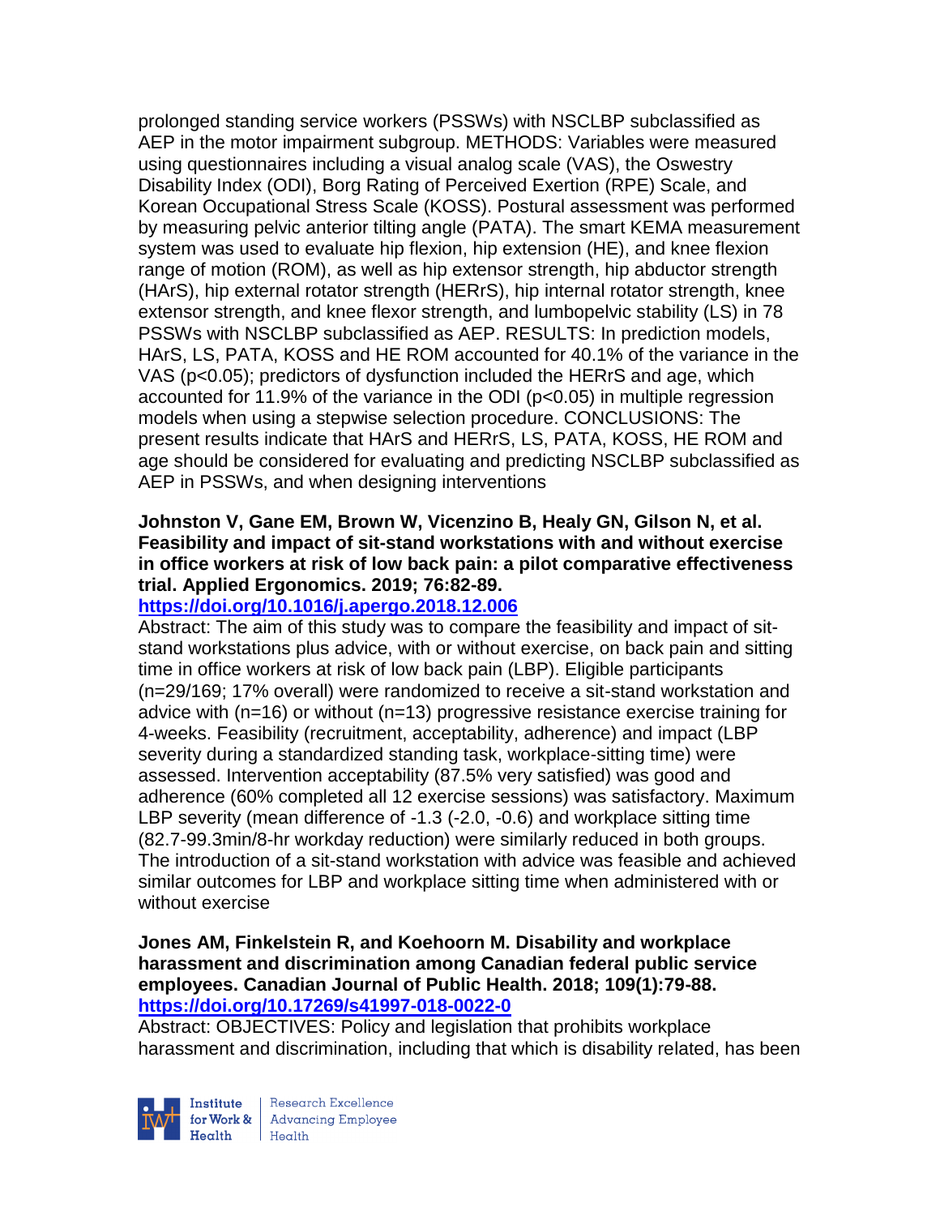prolonged standing service workers (PSSWs) with NSCLBP subclassified as AEP in the motor impairment subgroup. METHODS: Variables were measured using questionnaires including a visual analog scale (VAS), the Oswestry Disability Index (ODI), Borg Rating of Perceived Exertion (RPE) Scale, and Korean Occupational Stress Scale (KOSS). Postural assessment was performed by measuring pelvic anterior tilting angle (PATA). The smart KEMA measurement system was used to evaluate hip flexion, hip extension (HE), and knee flexion range of motion (ROM), as well as hip extensor strength, hip abductor strength (HArS), hip external rotator strength (HERrS), hip internal rotator strength, knee extensor strength, and knee flexor strength, and lumbopelvic stability (LS) in 78 PSSWs with NSCLBP subclassified as AEP. RESULTS: In prediction models, HArS, LS, PATA, KOSS and HE ROM accounted for 40.1% of the variance in the VAS ($p<0.05$); predictors of dysfunction included the HERrS and age, which accounted for 11.9% of the variance in the ODI ($p<0.05$) in multiple regression models when using a stepwise selection procedure. CONCLUSIONS: The present results indicate that HArS and HERrS, LS, PATA, KOSS, HE ROM and age should be considered for evaluating and predicting NSCLBP subclassified as AEP in PSSWs, and when designing interventions

**Johnston V, Gane EM, Brown W, Vicenzino B, Healy GN, Gilson N, et al. Feasibility and impact of sit-stand workstations with and without exercise in office workers at risk of low back pain: a pilot comparative effectiveness trial. Applied Ergonomics. 2019; 76:82-89.**
**https://doi.org/10.1016/j.apergo.2018.12.006**

Abstract: The aim of this study was to compare the feasibility and impact of sit-stand workstations plus advice, with or without exercise, on back pain and sitting time in office workers at risk of low back pain (LBP). Eligible participants (n=29/169; 17% overall) were randomized to receive a sit-stand workstation and advice with (n=16) or without (n=13) progressive resistance exercise training for 4-weeks. Feasibility (recruitment, acceptability, adherence) and impact (LBP severity during a standardized standing task, workplace-sitting time) were assessed. Intervention acceptability (87.5% very satisfied) was good and adherence (60% completed all 12 exercise sessions) was satisfactory. Maximum LBP severity (mean difference of -1.3 (-2.0, -0.6) and workplace sitting time (82.7-99.3min/8-hr workday reduction) were similarly reduced in both groups. The introduction of a sit-stand workstation with advice was feasible and achieved similar outcomes for LBP and workplace sitting time when administered with or without exercise

**Jones AM, Finkelstein R, and Koehoorn M. Disability and workplace harassment and discrimination among Canadian federal public service employees. Canadian Journal of Public Health. 2018; 109(1):79-88.**
**https://doi.org/10.17269/s41997-018-0022-0**

Abstract: OBJECTIVES: Policy and legislation that prohibits workplace harassment and discrimination, including that which is disability related, has been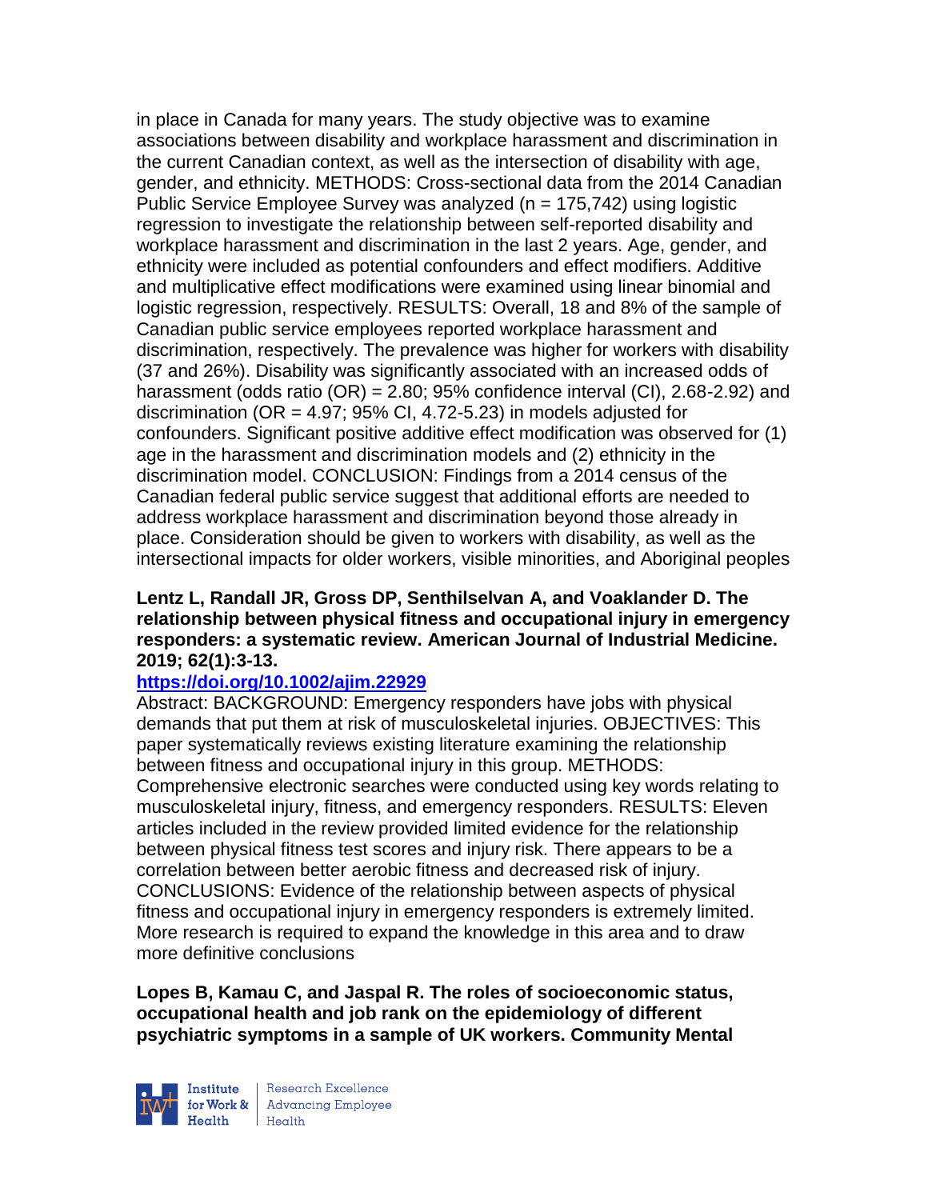in place in Canada for many years. The study objective was to examine associations between disability and workplace harassment and discrimination in the current Canadian context, as well as the intersection of disability with age, gender, and ethnicity. METHODS: Cross-sectional data from the 2014 Canadian Public Service Employee Survey was analyzed (n = 175,742) using logistic regression to investigate the relationship between self-reported disability and workplace harassment and discrimination in the last 2 years. Age, gender, and ethnicity were included as potential confounders and effect modifiers. Additive and multiplicative effect modifications were examined using linear binomial and logistic regression, respectively. RESULTS: Overall, 18 and 8% of the sample of Canadian public service employees reported workplace harassment and discrimination, respectively. The prevalence was higher for workers with disability (37 and 26%). Disability was significantly associated with an increased odds of harassment (odds ratio (OR) = 2.80; 95% confidence interval (CI), 2.68-2.92) and discrimination (OR = 4.97; 95% CI, 4.72-5.23) in models adjusted for confounders. Significant positive additive effect modification was observed for (1) age in the harassment and discrimination models and (2) ethnicity in the discrimination model. CONCLUSION: Findings from a 2014 census of the Canadian federal public service suggest that additional efforts are needed to address workplace harassment and discrimination beyond those already in place. Consideration should be given to workers with disability, as well as the intersectional impacts for older workers, visible minorities, and Aboriginal peoples

**Lentz L, Randall JR, Gross DP, Senthilselvan A, and Voaklander D. The relationship between physical fitness and occupational injury in emergency responders: a systematic review. American Journal of Industrial Medicine. 2019; 62(1):3-13.**

**https://doi.org/10.1002/ajim.22929**

Abstract: BACKGROUND: Emergency responders have jobs with physical demands that put them at risk of musculoskeletal injuries. OBJECTIVES: This paper systematically reviews existing literature examining the relationship between fitness and occupational injury in this group. METHODS: Comprehensive electronic searches were conducted using key words relating to musculoskeletal injury, fitness, and emergency responders. RESULTS: Eleven articles included in the review provided limited evidence for the relationship between physical fitness test scores and injury risk. There appears to be a correlation between better aerobic fitness and decreased risk of injury. CONCLUSIONS: Evidence of the relationship between aspects of physical fitness and occupational injury in emergency responders is extremely limited. More research is required to expand the knowledge in this area and to draw more definitive conclusions

**Lopes B, Kamau C, and Jaspal R. The roles of socioeconomic status, occupational health and job rank on the epidemiology of different psychiatric symptoms in a sample of UK workers. Community Mental**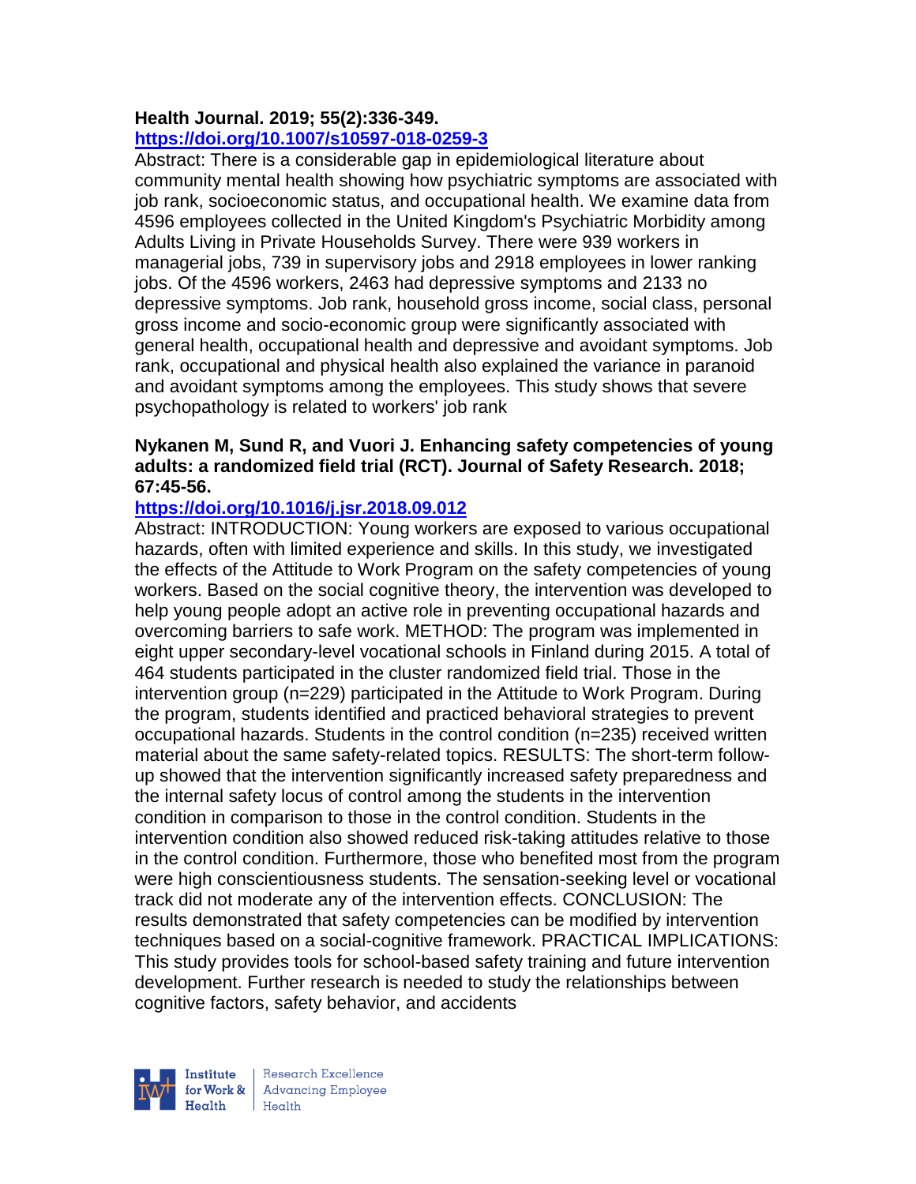**Health Journal. 2019; 55(2):336-349.**
**https://doi.org/10.1007/s10597-018-0259-3**
Abstract: There is a considerable gap in epidemiological literature about community mental health showing how psychiatric symptoms are associated with job rank, socioeconomic status, and occupational health. We examine data from 4596 employees collected in the United Kingdom's Psychiatric Morbidity among Adults Living in Private Households Survey. There were 939 workers in managerial jobs, 739 in supervisory jobs and 2918 employees in lower ranking jobs. Of the 4596 workers, 2463 had depressive symptoms and 2133 no depressive symptoms. Job rank, household gross income, social class, personal gross income and socio-economic group were significantly associated with general health, occupational health and depressive and avoidant symptoms. Job rank, occupational and physical health also explained the variance in paranoid and avoidant symptoms among the employees. This study shows that severe psychopathology is related to workers' job rank

**Nykanen M, Sund R, and Vuori J. Enhancing safety competencies of young adults: a randomized field trial (RCT). Journal of Safety Research. 2018; 67:45-56.**
**https://doi.org/10.1016/j.jsr.2018.09.012**
Abstract: INTRODUCTION: Young workers are exposed to various occupational hazards, often with limited experience and skills. In this study, we investigated the effects of the Attitude to Work Program on the safety competencies of young workers. Based on the social cognitive theory, the intervention was developed to help young people adopt an active role in preventing occupational hazards and overcoming barriers to safe work. METHOD: The program was implemented in eight upper secondary-level vocational schools in Finland during 2015. A total of 464 students participated in the cluster randomized field trial. Those in the intervention group (n=229) participated in the Attitude to Work Program. During the program, students identified and practiced behavioral strategies to prevent occupational hazards. Students in the control condition (n=235) received written material about the same safety-related topics. RESULTS: The short-term follow-up showed that the intervention significantly increased safety preparedness and the internal safety locus of control among the students in the intervention condition in comparison to those in the control condition. Students in the intervention condition also showed reduced risk-taking attitudes relative to those in the control condition. Furthermore, those who benefited most from the program were high conscientiousness students. The sensation-seeking level or vocational track did not moderate any of the intervention effects. CONCLUSION: The results demonstrated that safety competencies can be modified by intervention techniques based on a social-cognitive framework. PRACTICAL IMPLICATIONS: This study provides tools for school-based safety training and future intervention development. Further research is needed to study the relationships between cognitive factors, safety behavior, and accidents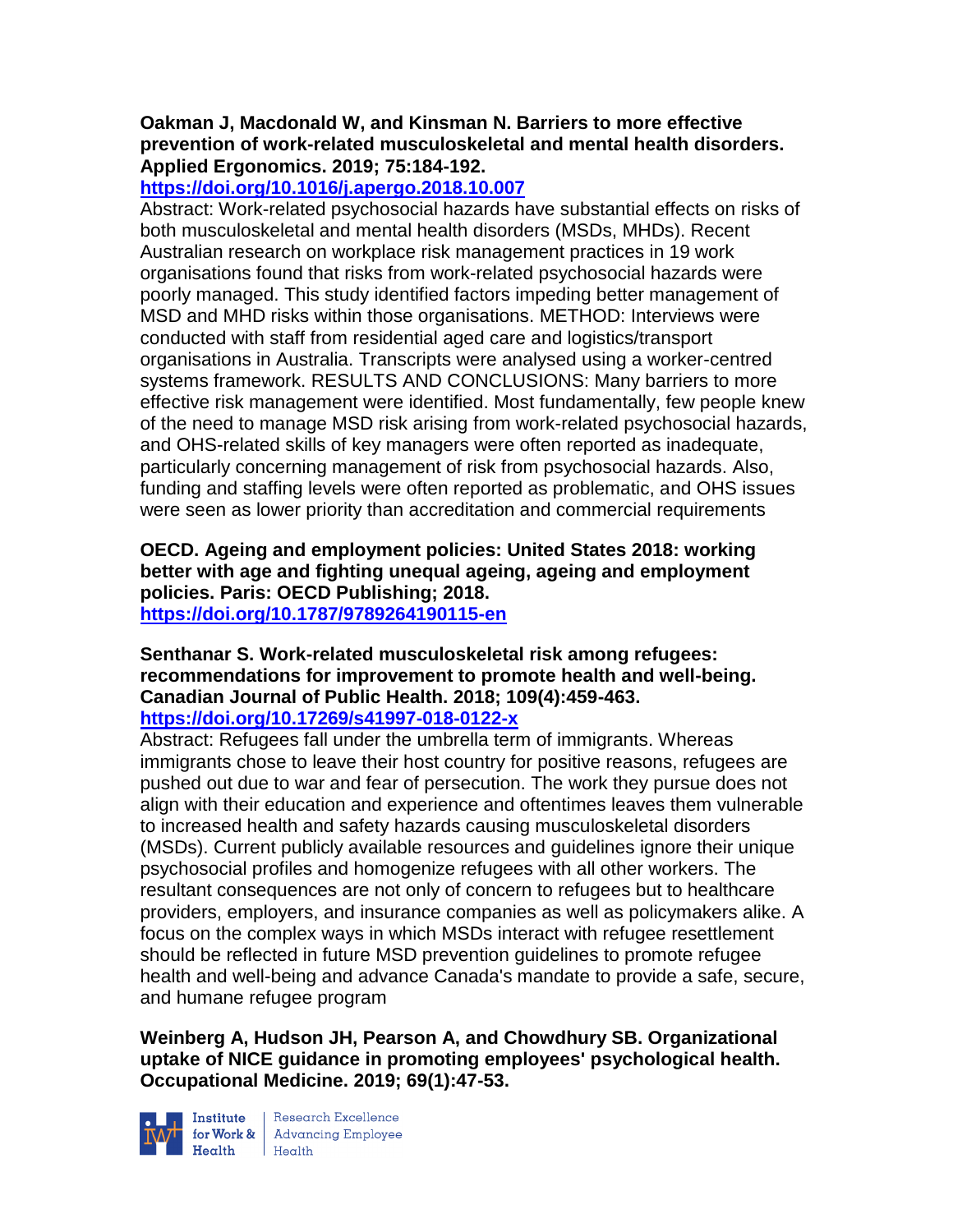**Oakman J, Macdonald W, and Kinsman N. Barriers to more effective prevention of work-related musculoskeletal and mental health disorders. Applied Ergonomics. 2019; 75:184-192.**
**https://doi.org/10.1016/j.apergo.2018.10.007**
Abstract: Work-related psychosocial hazards have substantial effects on risks of both musculoskeletal and mental health disorders (MSDs, MHDs). Recent Australian research on workplace risk management practices in 19 work organisations found that risks from work-related psychosocial hazards were poorly managed. This study identified factors impeding better management of MSD and MHD risks within those organisations. METHOD: Interviews were conducted with staff from residential aged care and logistics/transport organisations in Australia. Transcripts were analysed using a worker-centred systems framework. RESULTS AND CONCLUSIONS: Many barriers to more effective risk management were identified. Most fundamentally, few people knew of the need to manage MSD risk arising from work-related psychosocial hazards, and OHS-related skills of key managers were often reported as inadequate, particularly concerning management of risk from psychosocial hazards. Also, funding and staffing levels were often reported as problematic, and OHS issues were seen as lower priority than accreditation and commercial requirements

**OECD. Ageing and employment policies: United States 2018: working better with age and fighting unequal ageing, ageing and employment policies. Paris: OECD Publishing; 2018.**
**https://doi.org/10.1787/9789264190115-en**

**Senthanar S. Work-related musculoskeletal risk among refugees: recommendations for improvement to promote health and well-being. Canadian Journal of Public Health. 2018; 109(4):459-463.**
**https://doi.org/10.17269/s41997-018-0122-x**
Abstract: Refugees fall under the umbrella term of immigrants. Whereas immigrants chose to leave their host country for positive reasons, refugees are pushed out due to war and fear of persecution. The work they pursue does not align with their education and experience and oftentimes leaves them vulnerable to increased health and safety hazards causing musculoskeletal disorders (MSDs). Current publicly available resources and guidelines ignore their unique psychosocial profiles and homogenize refugees with all other workers. The resultant consequences are not only of concern to refugees but to healthcare providers, employers, and insurance companies as well as policymakers alike. A focus on the complex ways in which MSDs interact with refugee resettlement should be reflected in future MSD prevention guidelines to promote refugee health and well-being and advance Canada's mandate to provide a safe, secure, and humane refugee program

**Weinberg A, Hudson JH, Pearson A, and Chowdhury SB. Organizational uptake of NICE guidance in promoting employees' psychological health. Occupational Medicine. 2019; 69(1):47-53.**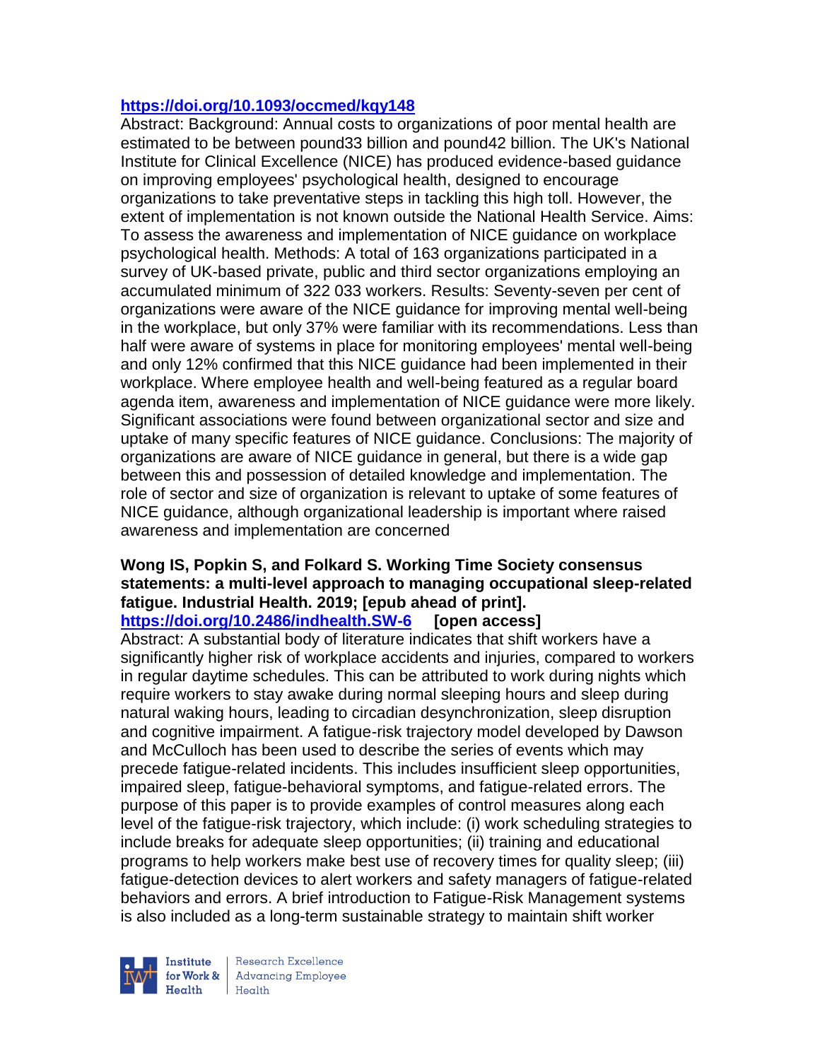**https://doi.org/10.1093/occmed/kqy148**

Abstract: Background: Annual costs to organizations of poor mental health are estimated to be between pound33 billion and pound42 billion. The UK's National Institute for Clinical Excellence (NICE) has produced evidence-based guidance on improving employees' psychological health, designed to encourage organizations to take preventative steps in tackling this high toll. However, the extent of implementation is not known outside the National Health Service. Aims: To assess the awareness and implementation of NICE guidance on workplace psychological health. Methods: A total of 163 organizations participated in a survey of UK-based private, public and third sector organizations employing an accumulated minimum of 322 033 workers. Results: Seventy-seven per cent of organizations were aware of the NICE guidance for improving mental well-being in the workplace, but only 37% were familiar with its recommendations. Less than half were aware of systems in place for monitoring employees' mental well-being and only 12% confirmed that this NICE guidance had been implemented in their workplace. Where employee health and well-being featured as a regular board agenda item, awareness and implementation of NICE guidance were more likely. Significant associations were found between organizational sector and size and uptake of many specific features of NICE guidance. Conclusions: The majority of organizations are aware of NICE guidance in general, but there is a wide gap between this and possession of detailed knowledge and implementation. The role of sector and size of organization is relevant to uptake of some features of NICE guidance, although organizational leadership is important where raised awareness and implementation are concerned

**Wong IS, Popkin S, and Folkard S. Working Time Society consensus statements: a multi-level approach to managing occupational sleep-related fatigue. Industrial Health. 2019; [epub ahead of print].**
**https://doi.org/10.2486/indhealth.SW-6 [open access]**

Abstract: A substantial body of literature indicates that shift workers have a significantly higher risk of workplace accidents and injuries, compared to workers in regular daytime schedules. This can be attributed to work during nights which require workers to stay awake during normal sleeping hours and sleep during natural waking hours, leading to circadian desynchronization, sleep disruption and cognitive impairment. A fatigue-risk trajectory model developed by Dawson and McCulloch has been used to describe the series of events which may precede fatigue-related incidents. This includes insufficient sleep opportunities, impaired sleep, fatigue-behavioral symptoms, and fatigue-related errors. The purpose of this paper is to provide examples of control measures along each level of the fatigue-risk trajectory, which include: (i) work scheduling strategies to include breaks for adequate sleep opportunities; (ii) training and educational programs to help workers make best use of recovery times for quality sleep; (iii) fatigue-detection devices to alert workers and safety managers of fatigue-related behaviors and errors. A brief introduction to Fatigue-Risk Management systems is also included as a long-term sustainable strategy to maintain shift worker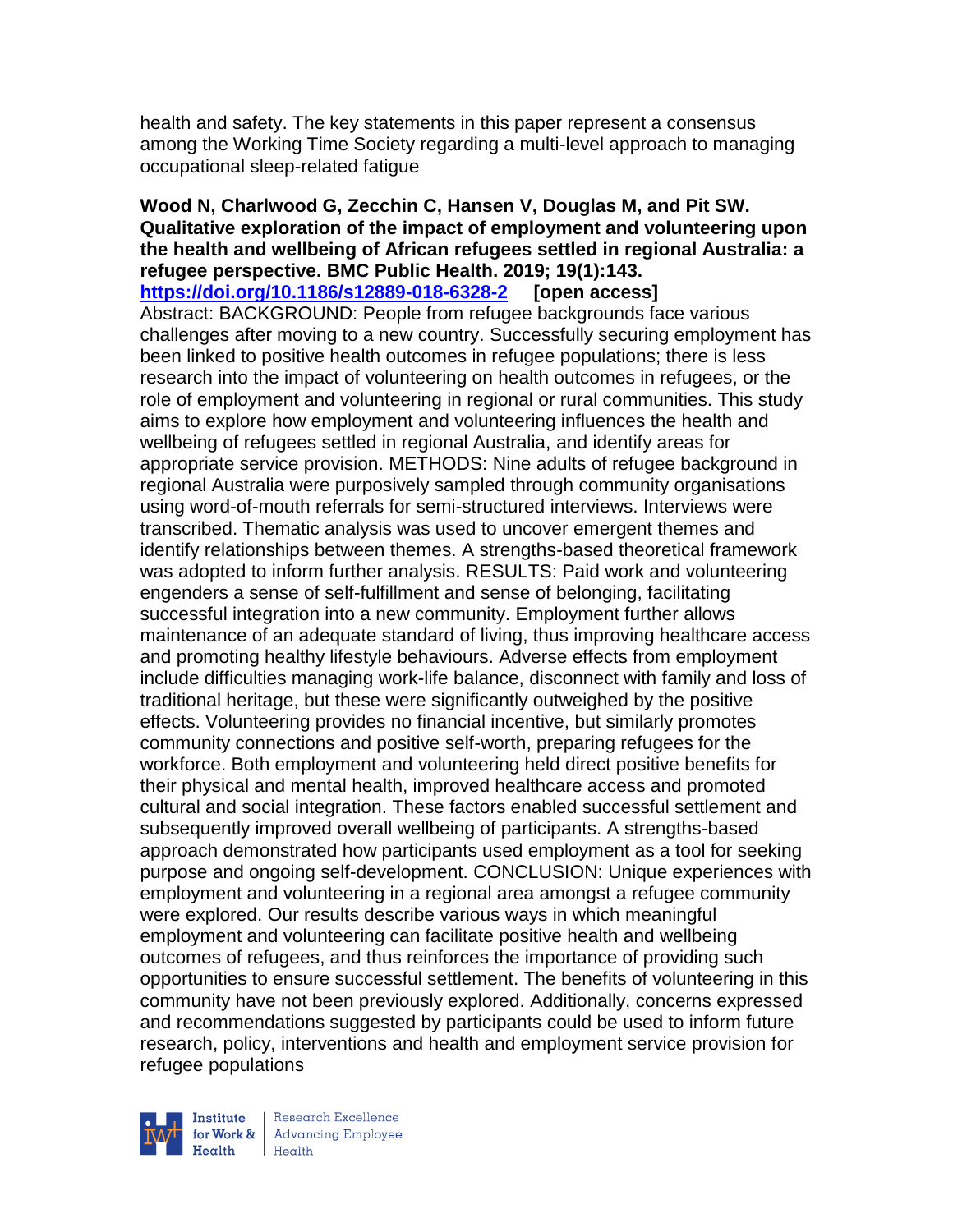health and safety. The key statements in this paper represent a consensus among the Working Time Society regarding a multi-level approach to managing occupational sleep-related fatigue

**Wood N, Charlwood G, Zecchin C, Hansen V, Douglas M, and Pit SW. Qualitative exploration of the impact of employment and volunteering upon the health and wellbeing of African refugees settled in regional Australia: a refugee perspective. BMC Public Health. 2019; 19(1):143.**
**https://doi.org/10.1186/s12889-018-6328-2 [open access]**
Abstract: BACKGROUND: People from refugee backgrounds face various challenges after moving to a new country. Successfully securing employment has been linked to positive health outcomes in refugee populations; there is less research into the impact of volunteering on health outcomes in refugees, or the role of employment and volunteering in regional or rural communities. This study aims to explore how employment and volunteering influences the health and wellbeing of refugees settled in regional Australia, and identify areas for appropriate service provision. METHODS: Nine adults of refugee background in regional Australia were purposively sampled through community organisations using word-of-mouth referrals for semi-structured interviews. Interviews were transcribed. Thematic analysis was used to uncover emergent themes and identify relationships between themes. A strengths-based theoretical framework was adopted to inform further analysis. RESULTS: Paid work and volunteering engenders a sense of self-fulfillment and sense of belonging, facilitating successful integration into a new community. Employment further allows maintenance of an adequate standard of living, thus improving healthcare access and promoting healthy lifestyle behaviours. Adverse effects from employment include difficulties managing work-life balance, disconnect with family and loss of traditional heritage, but these were significantly outweighed by the positive effects. Volunteering provides no financial incentive, but similarly promotes community connections and positive self-worth, preparing refugees for the workforce. Both employment and volunteering held direct positive benefits for their physical and mental health, improved healthcare access and promoted cultural and social integration. These factors enabled successful settlement and subsequently improved overall wellbeing of participants. A strengths-based approach demonstrated how participants used employment as a tool for seeking purpose and ongoing self-development. CONCLUSION: Unique experiences with employment and volunteering in a regional area amongst a refugee community were explored. Our results describe various ways in which meaningful employment and volunteering can facilitate positive health and wellbeing outcomes of refugees, and thus reinforces the importance of providing such opportunities to ensure successful settlement. The benefits of volunteering in this community have not been previously explored. Additionally, concerns expressed and recommendations suggested by participants could be used to inform future research, policy, interventions and health and employment service provision for refugee populations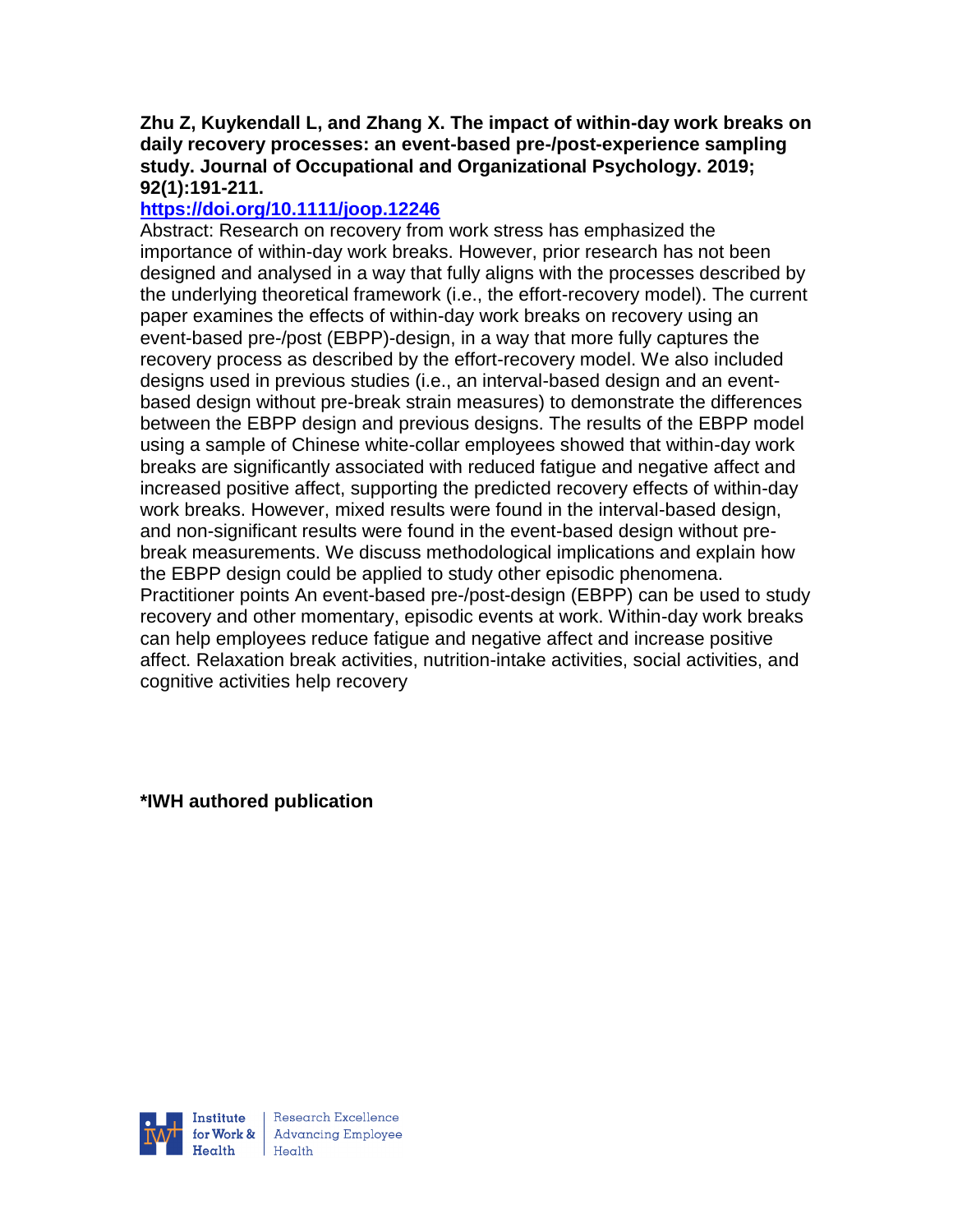**Zhu Z, Kuykendall L, and Zhang X. The impact of within-day work breaks on daily recovery processes: an event-based pre-/post-experience sampling study. Journal of Occupational and Organizational Psychology. 2019; 92(1):191-211.**

**https://doi.org/10.1111/joop.12246**

Abstract: Research on recovery from work stress has emphasized the importance of within-day work breaks. However, prior research has not been designed and analysed in a way that fully aligns with the processes described by the underlying theoretical framework (i.e., the effort-recovery model). The current paper examines the effects of within-day work breaks on recovery using an event-based pre-/post (EBPP)-design, in a way that more fully captures the recovery process as described by the effort-recovery model. We also included designs used in previous studies (i.e., an interval-based design and an event-based design without pre-break strain measures) to demonstrate the differences between the EBPP design and previous designs. The results of the EBPP model using a sample of Chinese white-collar employees showed that within-day work breaks are significantly associated with reduced fatigue and negative affect and increased positive affect, supporting the predicted recovery effects of within-day work breaks. However, mixed results were found in the interval-based design, and non-significant results were found in the event-based design without pre-break measurements. We discuss methodological implications and explain how the EBPP design could be applied to study other episodic phenomena. Practitioner points An event-based pre-/post-design (EBPP) can be used to study recovery and other momentary, episodic events at work. Within-day work breaks can help employees reduce fatigue and negative affect and increase positive affect. Relaxation break activities, nutrition-intake activities, social activities, and cognitive activities help recovery

**\*IWH authored publication**